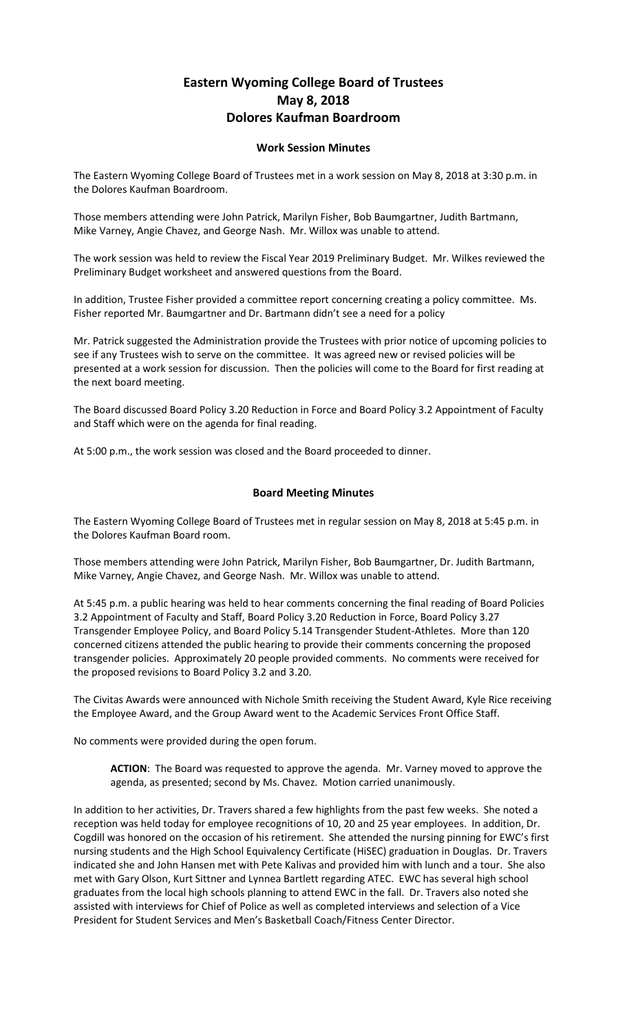# Eastern Wyoming College Board of Trustees
# May 8, 2018
# Dolores Kaufman Boardroom

## Work Session Minutes

The Eastern Wyoming College Board of Trustees met in a work session on May 8, 2018 at 3:30 p.m. in the Dolores Kaufman Boardroom.

Those members attending were John Patrick, Marilyn Fisher, Bob Baumgartner, Judith Bartmann, Mike Varney, Angie Chavez, and George Nash. Mr. Willox was unable to attend.

The work session was held to review the Fiscal Year 2019 Preliminary Budget. Mr. Wilkes reviewed the Preliminary Budget worksheet and answered questions from the Board.

In addition, Trustee Fisher provided a committee report concerning creating a policy committee. Ms. Fisher reported Mr. Baumgartner and Dr. Bartmann didn't see a need for a policy

Mr. Patrick suggested the Administration provide the Trustees with prior notice of upcoming policies to see if any Trustees wish to serve on the committee. It was agreed new or revised policies will be presented at a work session for discussion. Then the policies will come to the Board for first reading at the next board meeting.

The Board discussed Board Policy 3.20 Reduction in Force and Board Policy 3.2 Appointment of Faculty and Staff which were on the agenda for final reading.

At 5:00 p.m., the work session was closed and the Board proceeded to dinner.

## Board Meeting Minutes

The Eastern Wyoming College Board of Trustees met in regular session on May 8, 2018 at 5:45 p.m. in the Dolores Kaufman Board room.

Those members attending were John Patrick, Marilyn Fisher, Bob Baumgartner, Dr. Judith Bartmann, Mike Varney, Angie Chavez, and George Nash. Mr. Willox was unable to attend.

At 5:45 p.m. a public hearing was held to hear comments concerning the final reading of Board Policies 3.2 Appointment of Faculty and Staff, Board Policy 3.20 Reduction in Force, Board Policy 3.27 Transgender Employee Policy, and Board Policy 5.14 Transgender Student-Athletes. More than 120 concerned citizens attended the public hearing to provide their comments concerning the proposed transgender policies. Approximately 20 people provided comments. No comments were received for the proposed revisions to Board Policy 3.2 and 3.20.

The Civitas Awards were announced with Nichole Smith receiving the Student Award, Kyle Rice receiving the Employee Award, and the Group Award went to the Academic Services Front Office Staff.

No comments were provided during the open forum.

> **ACTION**: The Board was requested to approve the agenda. Mr. Varney moved to approve the agenda, as presented; second by Ms. Chavez. Motion carried unanimously.

In addition to her activities, Dr. Travers shared a few highlights from the past few weeks. She noted a reception was held today for employee recognitions of 10, 20 and 25 year employees. In addition, Dr. Cogdill was honored on the occasion of his retirement. She attended the nursing pinning for EWC's first nursing students and the High School Equivalency Certificate (HiSEC) graduation in Douglas. Dr. Travers indicated she and John Hansen met with Pete Kalivas and provided him with lunch and a tour. She also met with Gary Olson, Kurt Sittner and Lynnea Bartlett regarding ATEC. EWC has several high school graduates from the local high schools planning to attend EWC in the fall. Dr. Travers also noted she assisted with interviews for Chief of Police as well as completed interviews and selection of a Vice President for Student Services and Men's Basketball Coach/Fitness Center Director.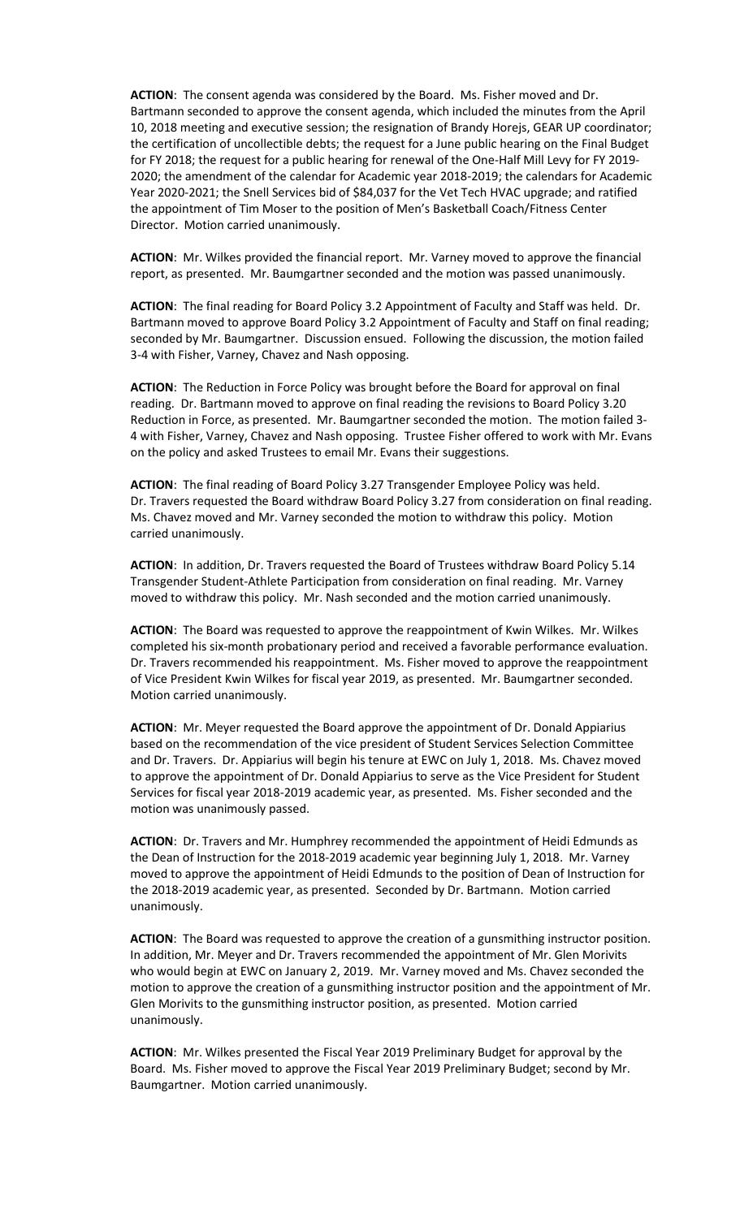**ACTION**: The consent agenda was considered by the Board. Ms. Fisher moved and Dr. Bartmann seconded to approve the consent agenda, which included the minutes from the April 10, 2018 meeting and executive session; the resignation of Brandy Horejs, GEAR UP coordinator; the certification of uncollectible debts; the request for a June public hearing on the Final Budget for FY 2018; the request for a public hearing for renewal of the One-Half Mill Levy for FY 2019-2020; the amendment of the calendar for Academic year 2018-2019; the calendars for Academic Year 2020-2021; the Snell Services bid of $84,037 for the Vet Tech HVAC upgrade; and ratified the appointment of Tim Moser to the position of Men's Basketball Coach/Fitness Center Director. Motion carried unanimously.

**ACTION**: Mr. Wilkes provided the financial report. Mr. Varney moved to approve the financial report, as presented. Mr. Baumgartner seconded and the motion was passed unanimously.

**ACTION**: The final reading for Board Policy 3.2 Appointment of Faculty and Staff was held. Dr. Bartmann moved to approve Board Policy 3.2 Appointment of Faculty and Staff on final reading; seconded by Mr. Baumgartner. Discussion ensued. Following the discussion, the motion failed 3-4 with Fisher, Varney, Chavez and Nash opposing.

**ACTION**: The Reduction in Force Policy was brought before the Board for approval on final reading. Dr. Bartmann moved to approve on final reading the revisions to Board Policy 3.20 Reduction in Force, as presented. Mr. Baumgartner seconded the motion. The motion failed 3-4 with Fisher, Varney, Chavez and Nash opposing. Trustee Fisher offered to work with Mr. Evans on the policy and asked Trustees to email Mr. Evans their suggestions.

**ACTION**: The final reading of Board Policy 3.27 Transgender Employee Policy was held. Dr. Travers requested the Board withdraw Board Policy 3.27 from consideration on final reading. Ms. Chavez moved and Mr. Varney seconded the motion to withdraw this policy. Motion carried unanimously.

**ACTION**: In addition, Dr. Travers requested the Board of Trustees withdraw Board Policy 5.14 Transgender Student-Athlete Participation from consideration on final reading. Mr. Varney moved to withdraw this policy. Mr. Nash seconded and the motion carried unanimously.

**ACTION**: The Board was requested to approve the reappointment of Kwin Wilkes. Mr. Wilkes completed his six-month probationary period and received a favorable performance evaluation. Dr. Travers recommended his reappointment. Ms. Fisher moved to approve the reappointment of Vice President Kwin Wilkes for fiscal year 2019, as presented. Mr. Baumgartner seconded. Motion carried unanimously.

**ACTION**: Mr. Meyer requested the Board approve the appointment of Dr. Donald Appiarius based on the recommendation of the vice president of Student Services Selection Committee and Dr. Travers. Dr. Appiarius will begin his tenure at EWC on July 1, 2018. Ms. Chavez moved to approve the appointment of Dr. Donald Appiarius to serve as the Vice President for Student Services for fiscal year 2018-2019 academic year, as presented. Ms. Fisher seconded and the motion was unanimously passed.

**ACTION**: Dr. Travers and Mr. Humphrey recommended the appointment of Heidi Edmunds as the Dean of Instruction for the 2018-2019 academic year beginning July 1, 2018. Mr. Varney moved to approve the appointment of Heidi Edmunds to the position of Dean of Instruction for the 2018-2019 academic year, as presented. Seconded by Dr. Bartmann. Motion carried unanimously.

**ACTION**: The Board was requested to approve the creation of a gunsmithing instructor position. In addition, Mr. Meyer and Dr. Travers recommended the appointment of Mr. Glen Morivits who would begin at EWC on January 2, 2019. Mr. Varney moved and Ms. Chavez seconded the motion to approve the creation of a gunsmithing instructor position and the appointment of Mr. Glen Morivits to the gunsmithing instructor position, as presented. Motion carried unanimously.

**ACTION**: Mr. Wilkes presented the Fiscal Year 2019 Preliminary Budget for approval by the Board. Ms. Fisher moved to approve the Fiscal Year 2019 Preliminary Budget; second by Mr. Baumgartner. Motion carried unanimously.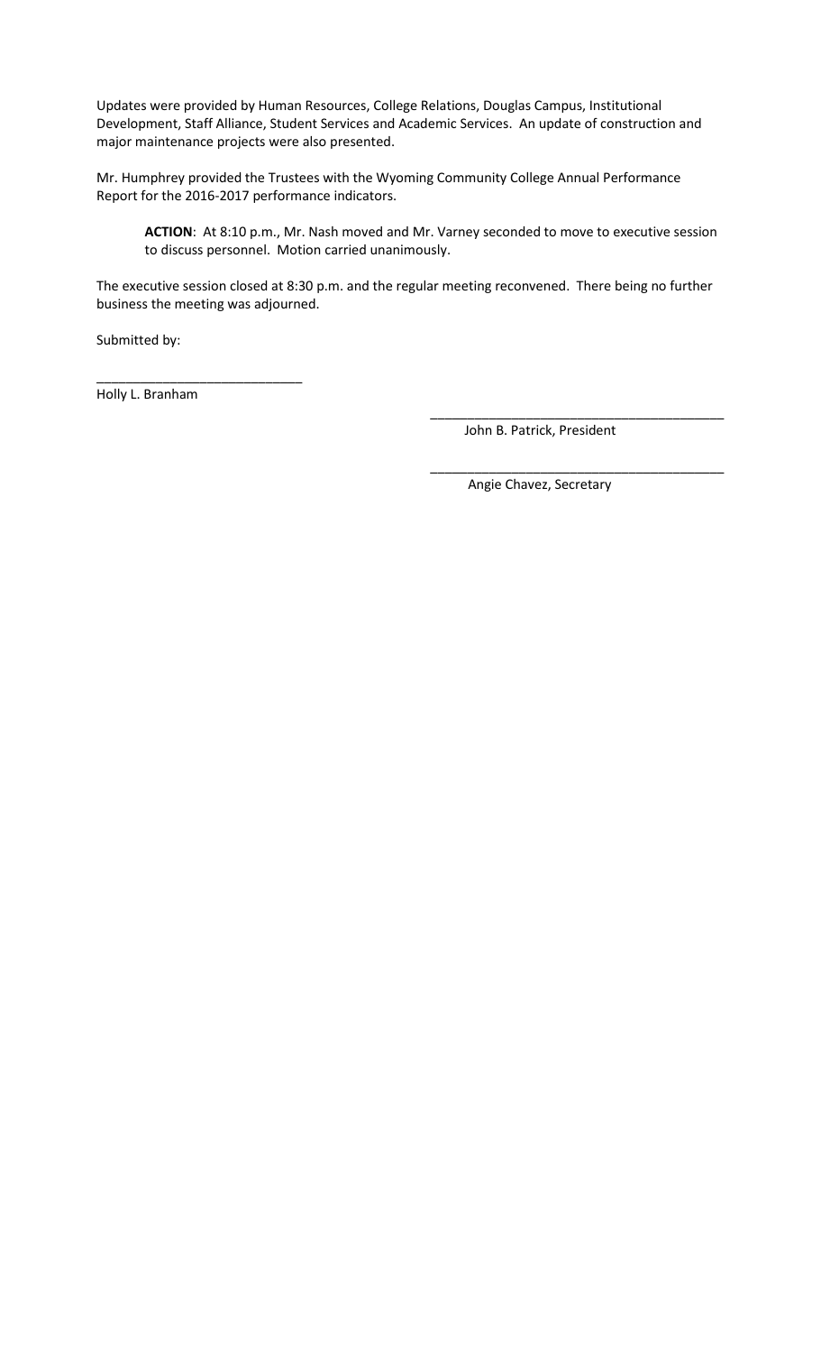Updates were provided by Human Resources, College Relations, Douglas Campus, Institutional Development, Staff Alliance, Student Services and Academic Services. An update of construction and major maintenance projects were also presented.

Mr. Humphrey provided the Trustees with the Wyoming Community College Annual Performance Report for the 2016-2017 performance indicators.

> **ACTION**: At 8:10 p.m., Mr. Nash moved and Mr. Varney seconded to move to executive session to discuss personnel. Motion carried unanimously.

The executive session closed at 8:30 p.m. and the regular meeting reconvened. There being no further business the meeting was adjourned.

Submitted by:

____________________________
Holly L. Branham

________________________________________
John B. Patrick, President

________________________________________
Angie Chavez, Secretary